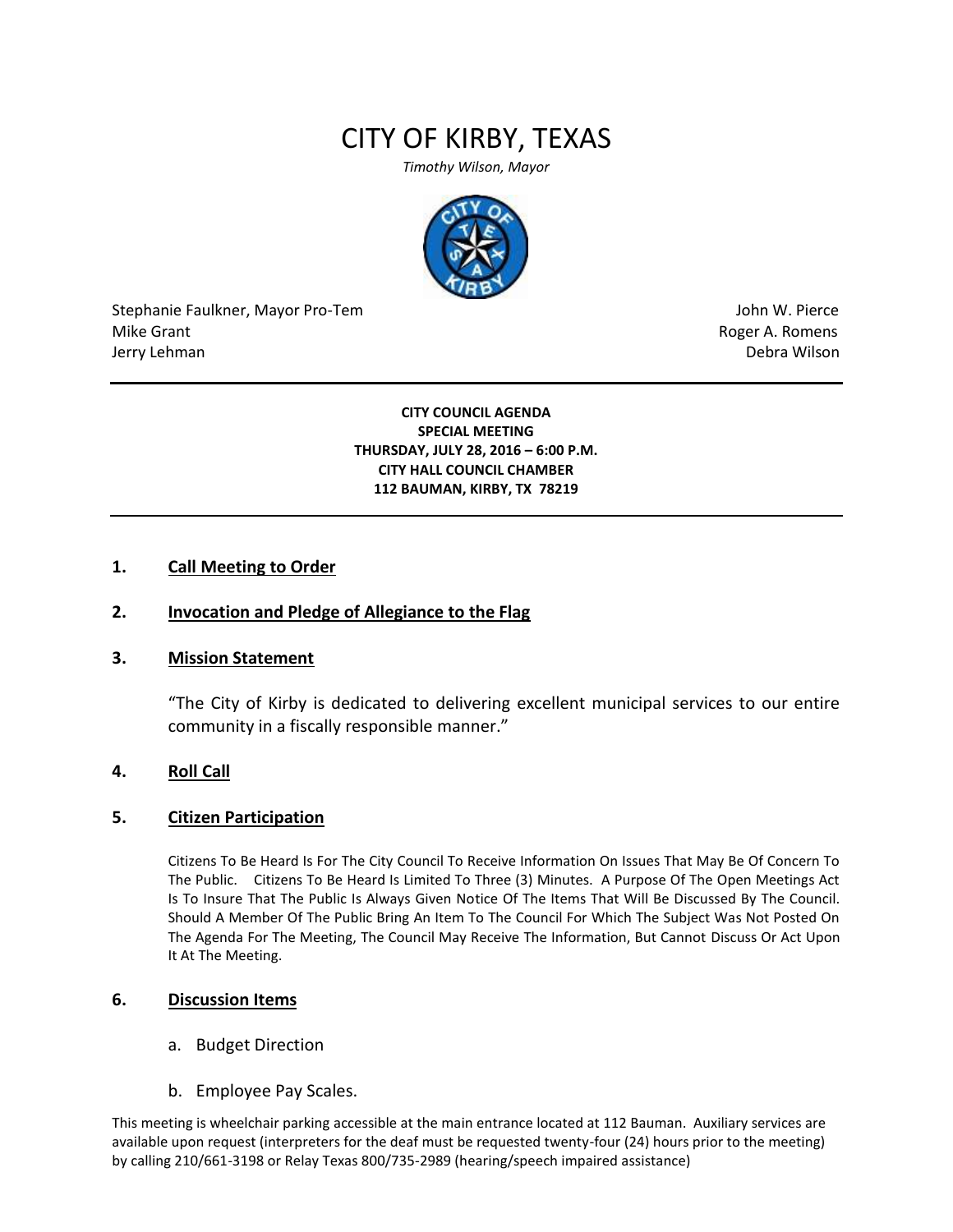# CITY OF KIRBY, TEXAS

*Timothy Wilson, Mayor*

Stephanie Faulkner, Mayor Pro-Tem
Mike Grant
Jerry Lehman

John W. Pierce
Roger A. Romens
Debra Wilson

---

**CITY COUNCIL AGENDA**
**SPECIAL MEETING**
**THURSDAY, JULY 28, 2016 – 6:00 P.M.**
**CITY HALL COUNCIL CHAMBER**
**112 BAUMAN, KIRBY, TX 78219**

---

## 1. Call Meeting to Order

## 2. Invocation and Pledge of Allegiance to the Flag

## 3. Mission Statement

"The City of Kirby is dedicated to delivering excellent municipal services to our entire community in a fiscally responsible manner."

## 4. Roll Call

## 5. Citizen Participation

Citizens To Be Heard Is For The City Council To Receive Information On Issues That May Be Of Concern To The Public. Citizens To Be Heard Is Limited To Three (3) Minutes. A Purpose Of The Open Meetings Act Is To Insure That The Public Is Always Given Notice Of The Items That Will Be Discussed By The Council. Should A Member Of The Public Bring An Item To The Council For Which The Subject Was Not Posted On The Agenda For The Meeting, The Council May Receive The Information, But Cannot Discuss Or Act Upon It At The Meeting.

## 6. Discussion Items

a. Budget Direction

b. Employee Pay Scales.

This meeting is wheelchair parking accessible at the main entrance located at 112 Bauman. Auxiliary services are available upon request (interpreters for the deaf must be requested twenty-four (24) hours prior to the meeting) by calling 210/661-3198 or Relay Texas 800/735-2989 (hearing/speech impaired assistance)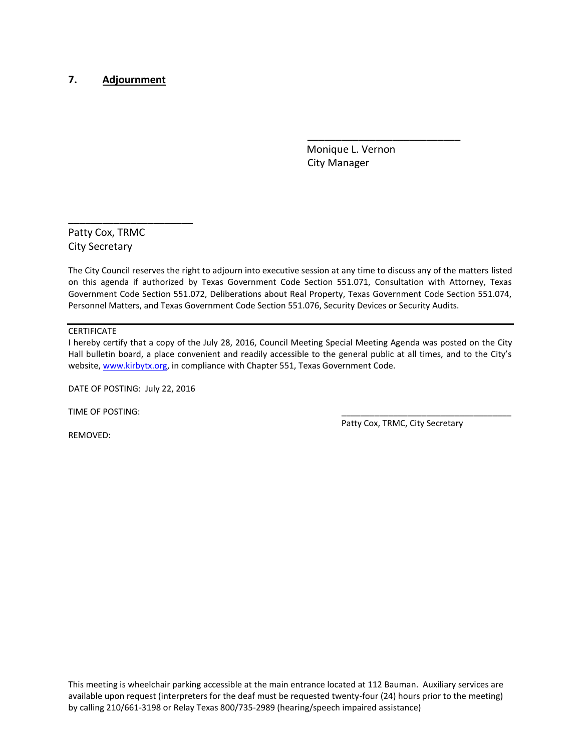## 7. **Adjournment**

\_\_\_\_\_\_\_\_\_\_\_\_\_\_\_\_\_\_\_\_\_\_\_\_\_\_\_\_
Monique L. Vernon
City Manager

\_\_\_\_\_\_\_\_\_\_\_\_\_\_\_\_\_\_\_\_\_\_\_\_
Patty Cox, TRMC
City Secretary

The City Council reserves the right to adjourn into executive session at any time to discuss any of the matters listed on this agenda if authorized by Texas Government Code Section 551.071, Consultation with Attorney, Texas Government Code Section 551.072, Deliberations about Real Property, Texas Government Code Section 551.074, Personnel Matters, and Texas Government Code Section 551.076, Security Devices or Security Audits.

---

CERTIFICATE

I hereby certify that a copy of the July 28, 2016, Council Meeting Special Meeting Agenda was posted on the City Hall bulletin board, a place convenient and readily accessible to the general public at all times, and to the City's website, [www.kirbytx.org](http://www.kirbytx.org), in compliance with Chapter 551, Texas Government Code.

DATE OF POSTING: July 22, 2016

TIME OF POSTING:

\_\_\_\_\_\_\_\_\_\_\_\_\_\_\_\_\_\_\_\_\_\_\_\_\_\_\_\_\_\_\_\_\_\_
Patty Cox, TRMC, City Secretary

REMOVED:

This meeting is wheelchair parking accessible at the main entrance located at 112 Bauman. Auxiliary services are available upon request (interpreters for the deaf must be requested twenty-four (24) hours prior to the meeting) by calling 210/661-3198 or Relay Texas 800/735-2989 (hearing/speech impaired assistance)